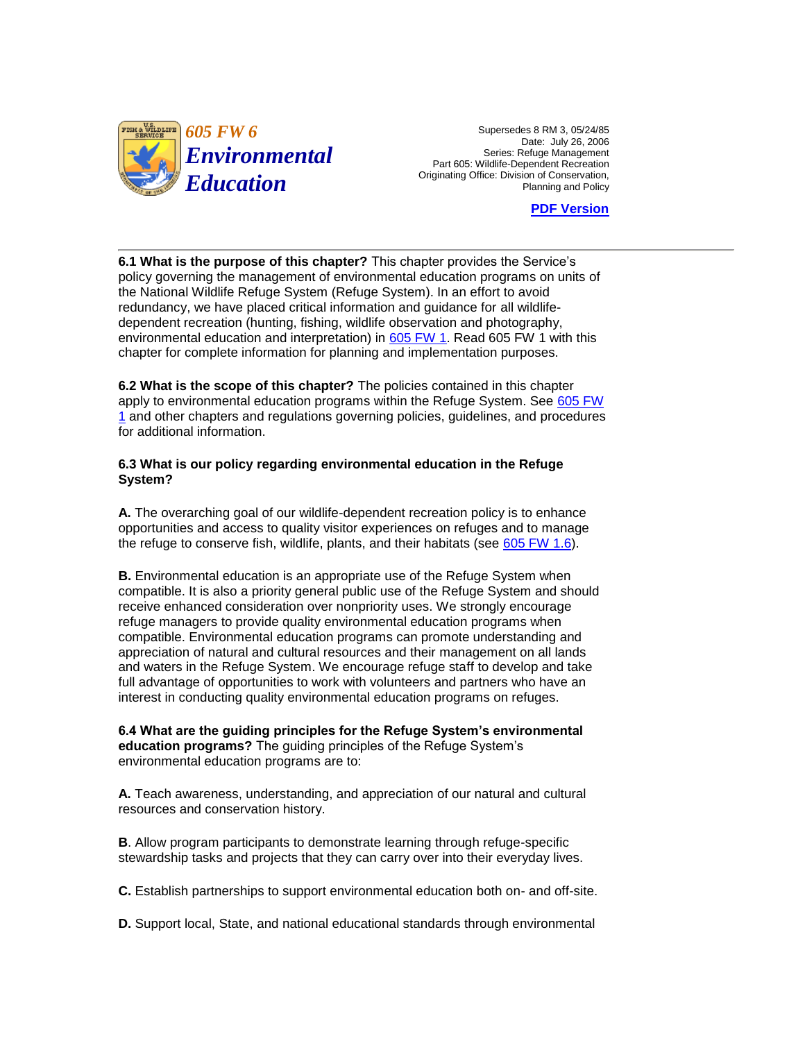# 605 FW 6 Environmental Education

Supersedes 8 RM 3, 05/24/85
Date: July 26, 2006
Series: Refuge Management
Part 605: Wildlife-Dependent Recreation
Originating Office: Division of Conservation, Planning and Policy

[PDF Version]

---

**6.1 What is the purpose of this chapter?** This chapter provides the Service's policy governing the management of environmental education programs on units of the National Wildlife Refuge System (Refuge System). In an effort to avoid redundancy, we have placed critical information and guidance for all wildlife-dependent recreation (hunting, fishing, wildlife observation and photography, environmental education and interpretation) in 605 FW 1. Read 605 FW 1 with this chapter for complete information for planning and implementation purposes.

**6.2 What is the scope of this chapter?** The policies contained in this chapter apply to environmental education programs within the Refuge System. See 605 FW 1 and other chapters and regulations governing policies, guidelines, and procedures for additional information.

**6.3 What is our policy regarding environmental education in the Refuge System?**

**A.** The overarching goal of our wildlife-dependent recreation policy is to enhance opportunities and access to quality visitor experiences on refuges and to manage the refuge to conserve fish, wildlife, plants, and their habitats (see 605 FW 1.6).

**B.** Environmental education is an appropriate use of the Refuge System when compatible. It is also a priority general public use of the Refuge System and should receive enhanced consideration over nonpriority uses. We strongly encourage refuge managers to provide quality environmental education programs when compatible. Environmental education programs can promote understanding and appreciation of natural and cultural resources and their management on all lands and waters in the Refuge System. We encourage refuge staff to develop and take full advantage of opportunities to work with volunteers and partners who have an interest in conducting quality environmental education programs on refuges.

**6.4 What are the guiding principles for the Refuge System's environmental education programs?** The guiding principles of the Refuge System's environmental education programs are to:

**A.** Teach awareness, understanding, and appreciation of our natural and cultural resources and conservation history.

**B**. Allow program participants to demonstrate learning through refuge-specific stewardship tasks and projects that they can carry over into their everyday lives.

**C.** Establish partnerships to support environmental education both on- and off-site.

**D.** Support local, State, and national educational standards through environmental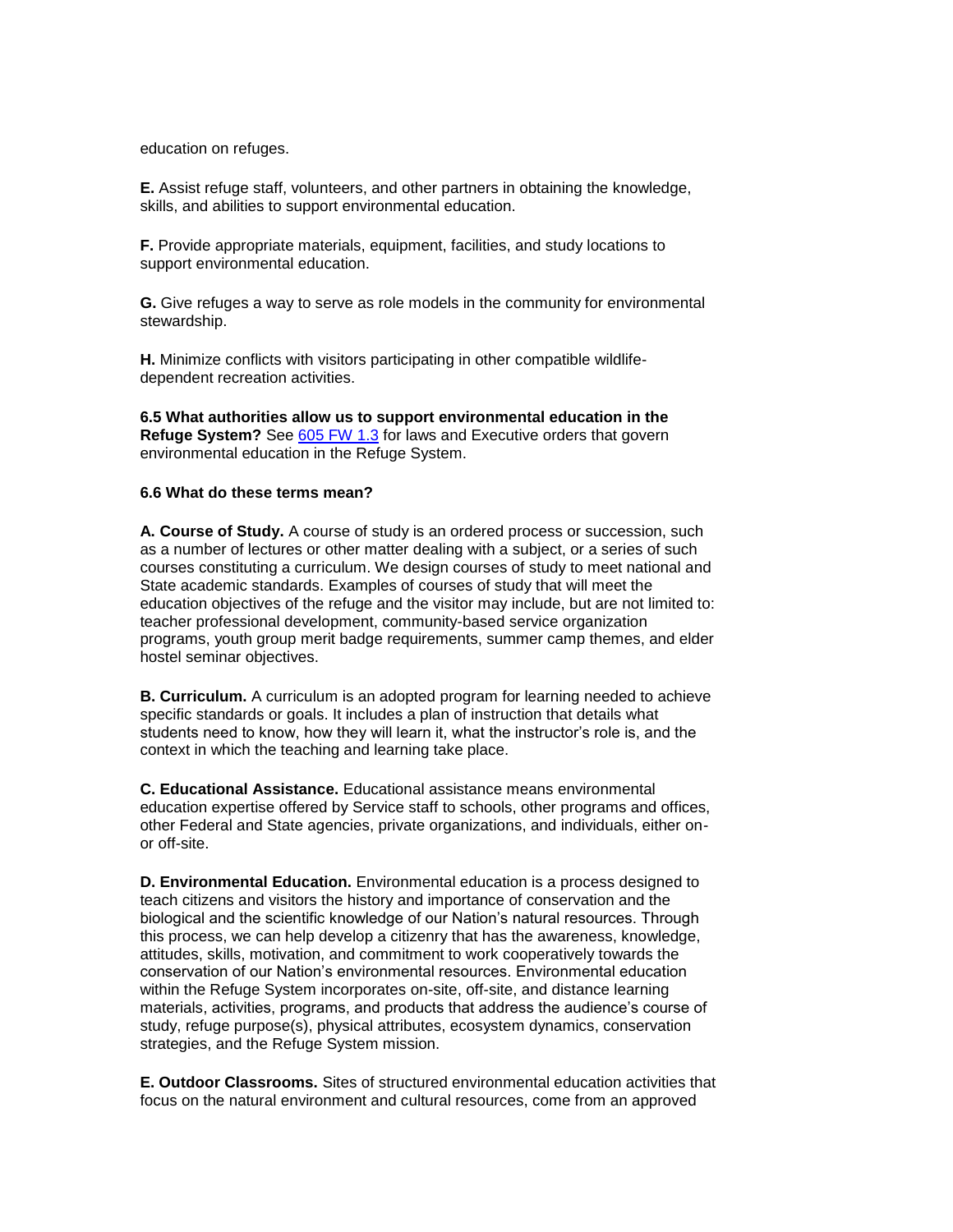education on refuges.

**E.** Assist refuge staff, volunteers, and other partners in obtaining the knowledge, skills, and abilities to support environmental education.

**F.** Provide appropriate materials, equipment, facilities, and study locations to support environmental education.

**G.** Give refuges a way to serve as role models in the community for environmental stewardship.

**H.** Minimize conflicts with visitors participating in other compatible wildlife-dependent recreation activities.

**6.5 What authorities allow us to support environmental education in the Refuge System?** See 605 FW 1.3 for laws and Executive orders that govern environmental education in the Refuge System.

**6.6 What do these terms mean?**

**A. Course of Study.** A course of study is an ordered process or succession, such as a number of lectures or other matter dealing with a subject, or a series of such courses constituting a curriculum. We design courses of study to meet national and State academic standards. Examples of courses of study that will meet the education objectives of the refuge and the visitor may include, but are not limited to: teacher professional development, community-based service organization programs, youth group merit badge requirements, summer camp themes, and elder hostel seminar objectives.

**B. Curriculum.** A curriculum is an adopted program for learning needed to achieve specific standards or goals. It includes a plan of instruction that details what students need to know, how they will learn it, what the instructor's role is, and the context in which the teaching and learning take place.

**C. Educational Assistance.** Educational assistance means environmental education expertise offered by Service staff to schools, other programs and offices, other Federal and State agencies, private organizations, and individuals, either on- or off-site.

**D. Environmental Education.** Environmental education is a process designed to teach citizens and visitors the history and importance of conservation and the biological and the scientific knowledge of our Nation's natural resources. Through this process, we can help develop a citizenry that has the awareness, knowledge, attitudes, skills, motivation, and commitment to work cooperatively towards the conservation of our Nation's environmental resources. Environmental education within the Refuge System incorporates on-site, off-site, and distance learning materials, activities, programs, and products that address the audience's course of study, refuge purpose(s), physical attributes, ecosystem dynamics, conservation strategies, and the Refuge System mission.

**E. Outdoor Classrooms.** Sites of structured environmental education activities that focus on the natural environment and cultural resources, come from an approved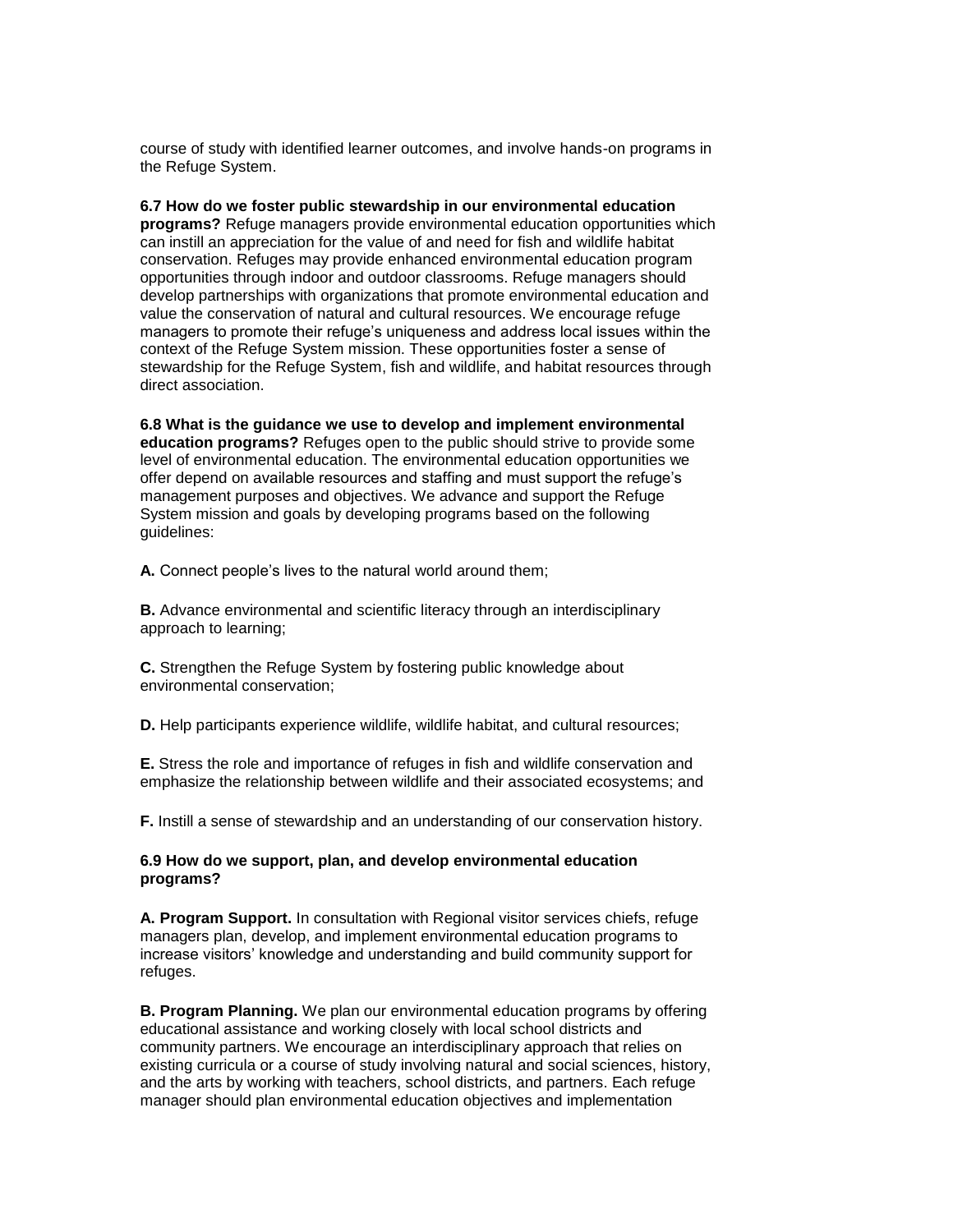course of study with identified learner outcomes, and involve hands-on programs in the Refuge System.

**6.7 How do we foster public stewardship in our environmental education programs?** Refuge managers provide environmental education opportunities which can instill an appreciation for the value of and need for fish and wildlife habitat conservation. Refuges may provide enhanced environmental education program opportunities through indoor and outdoor classrooms. Refuge managers should develop partnerships with organizations that promote environmental education and value the conservation of natural and cultural resources. We encourage refuge managers to promote their refuge's uniqueness and address local issues within the context of the Refuge System mission. These opportunities foster a sense of stewardship for the Refuge System, fish and wildlife, and habitat resources through direct association.

**6.8 What is the guidance we use to develop and implement environmental education programs?** Refuges open to the public should strive to provide some level of environmental education. The environmental education opportunities we offer depend on available resources and staffing and must support the refuge's management purposes and objectives. We advance and support the Refuge System mission and goals by developing programs based on the following guidelines:

**A.** Connect people's lives to the natural world around them;

**B.** Advance environmental and scientific literacy through an interdisciplinary approach to learning;

**C.** Strengthen the Refuge System by fostering public knowledge about environmental conservation;

**D.** Help participants experience wildlife, wildlife habitat, and cultural resources;

**E.** Stress the role and importance of refuges in fish and wildlife conservation and emphasize the relationship between wildlife and their associated ecosystems; and

**F.** Instill a sense of stewardship and an understanding of our conservation history.

**6.9 How do we support, plan, and develop environmental education programs?**

**A. Program Support.** In consultation with Regional visitor services chiefs, refuge managers plan, develop, and implement environmental education programs to increase visitors' knowledge and understanding and build community support for refuges.

**B. Program Planning.** We plan our environmental education programs by offering educational assistance and working closely with local school districts and community partners. We encourage an interdisciplinary approach that relies on existing curricula or a course of study involving natural and social sciences, history, and the arts by working with teachers, school districts, and partners. Each refuge manager should plan environmental education objectives and implementation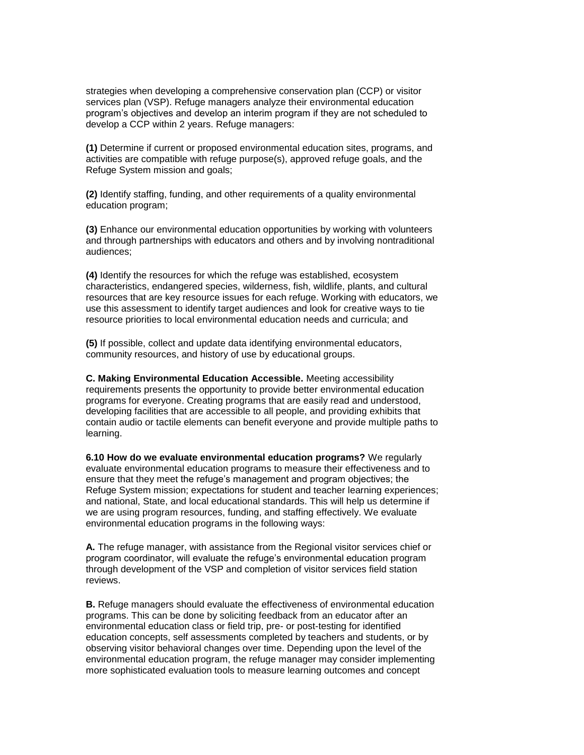strategies when developing a comprehensive conservation plan (CCP) or visitor services plan (VSP). Refuge managers analyze their environmental education program's objectives and develop an interim program if they are not scheduled to develop a CCP within 2 years. Refuge managers:

**(1)** Determine if current or proposed environmental education sites, programs, and activities are compatible with refuge purpose(s), approved refuge goals, and the Refuge System mission and goals;

**(2)** Identify staffing, funding, and other requirements of a quality environmental education program;

**(3)** Enhance our environmental education opportunities by working with volunteers and through partnerships with educators and others and by involving nontraditional audiences;

**(4)** Identify the resources for which the refuge was established, ecosystem characteristics, endangered species, wilderness, fish, wildlife, plants, and cultural resources that are key resource issues for each refuge. Working with educators, we use this assessment to identify target audiences and look for creative ways to tie resource priorities to local environmental education needs and curricula; and

**(5)** If possible, collect and update data identifying environmental educators, community resources, and history of use by educational groups.

**C. Making Environmental Education Accessible.** Meeting accessibility requirements presents the opportunity to provide better environmental education programs for everyone. Creating programs that are easily read and understood, developing facilities that are accessible to all people, and providing exhibits that contain audio or tactile elements can benefit everyone and provide multiple paths to learning.

**6.10 How do we evaluate environmental education programs?** We regularly evaluate environmental education programs to measure their effectiveness and to ensure that they meet the refuge's management and program objectives; the Refuge System mission; expectations for student and teacher learning experiences; and national, State, and local educational standards. This will help us determine if we are using program resources, funding, and staffing effectively. We evaluate environmental education programs in the following ways:

**A.** The refuge manager, with assistance from the Regional visitor services chief or program coordinator, will evaluate the refuge's environmental education program through development of the VSP and completion of visitor services field station reviews.

**B.** Refuge managers should evaluate the effectiveness of environmental education programs. This can be done by soliciting feedback from an educator after an environmental education class or field trip, pre- or post-testing for identified education concepts, self assessments completed by teachers and students, or by observing visitor behavioral changes over time. Depending upon the level of the environmental education program, the refuge manager may consider implementing more sophisticated evaluation tools to measure learning outcomes and concept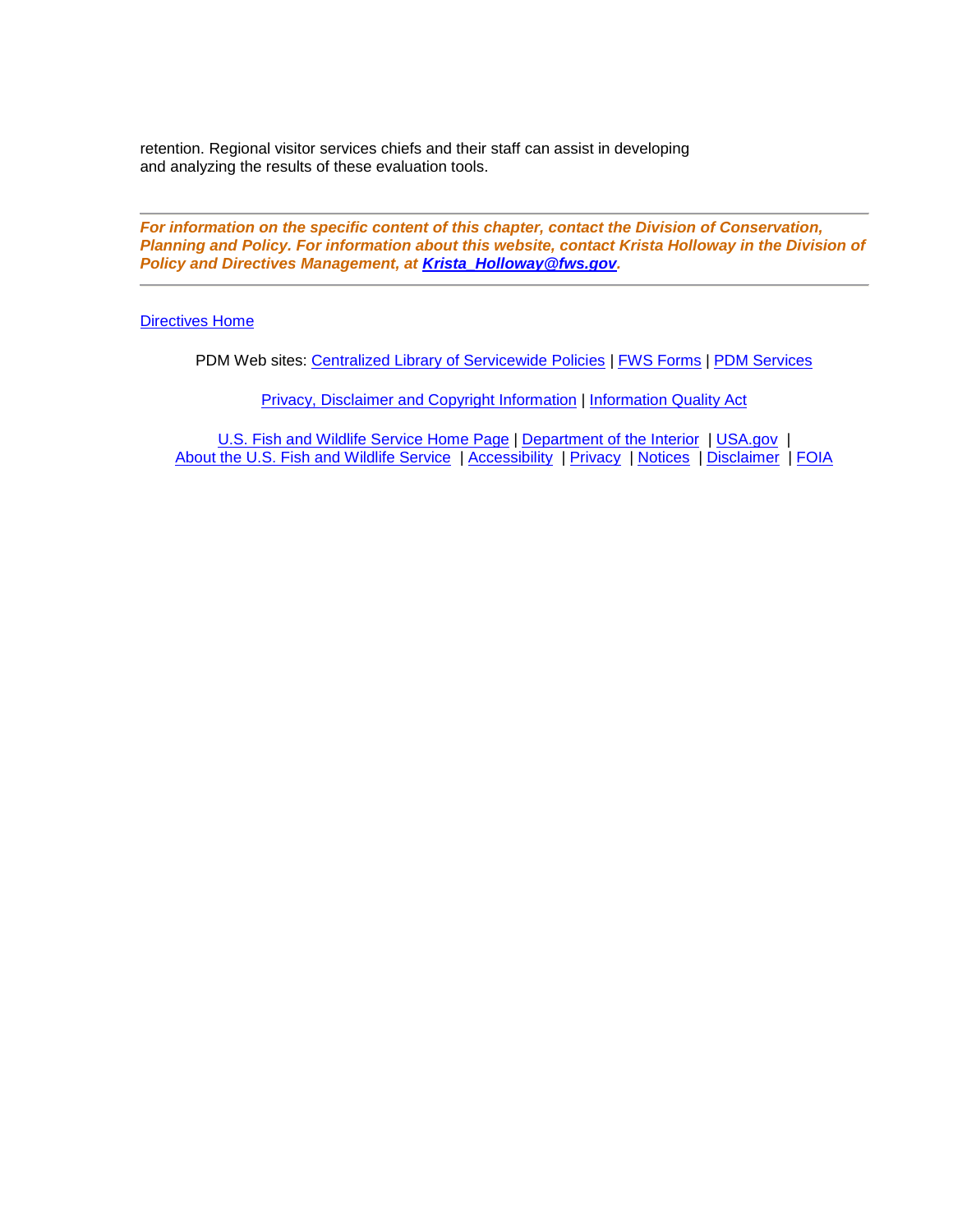retention. Regional visitor services chiefs and their staff can assist in developing and analyzing the results of these evaluation tools.

---

***For information on the specific content of this chapter, contact the Division of Conservation, Planning and Policy. For information about this website, contact Krista Holloway in the Division of Policy and Directives Management, at Krista_Holloway@fws.gov.***

---

Directives Home

PDM Web sites: Centralized Library of Servicewide Policies | FWS Forms | PDM Services

Privacy, Disclaimer and Copyright Information | Information Quality Act

U.S. Fish and Wildlife Service Home Page | Department of the Interior | USA.gov | About the U.S. Fish and Wildlife Service | Accessibility | Privacy | Notices | Disclaimer | FOIA